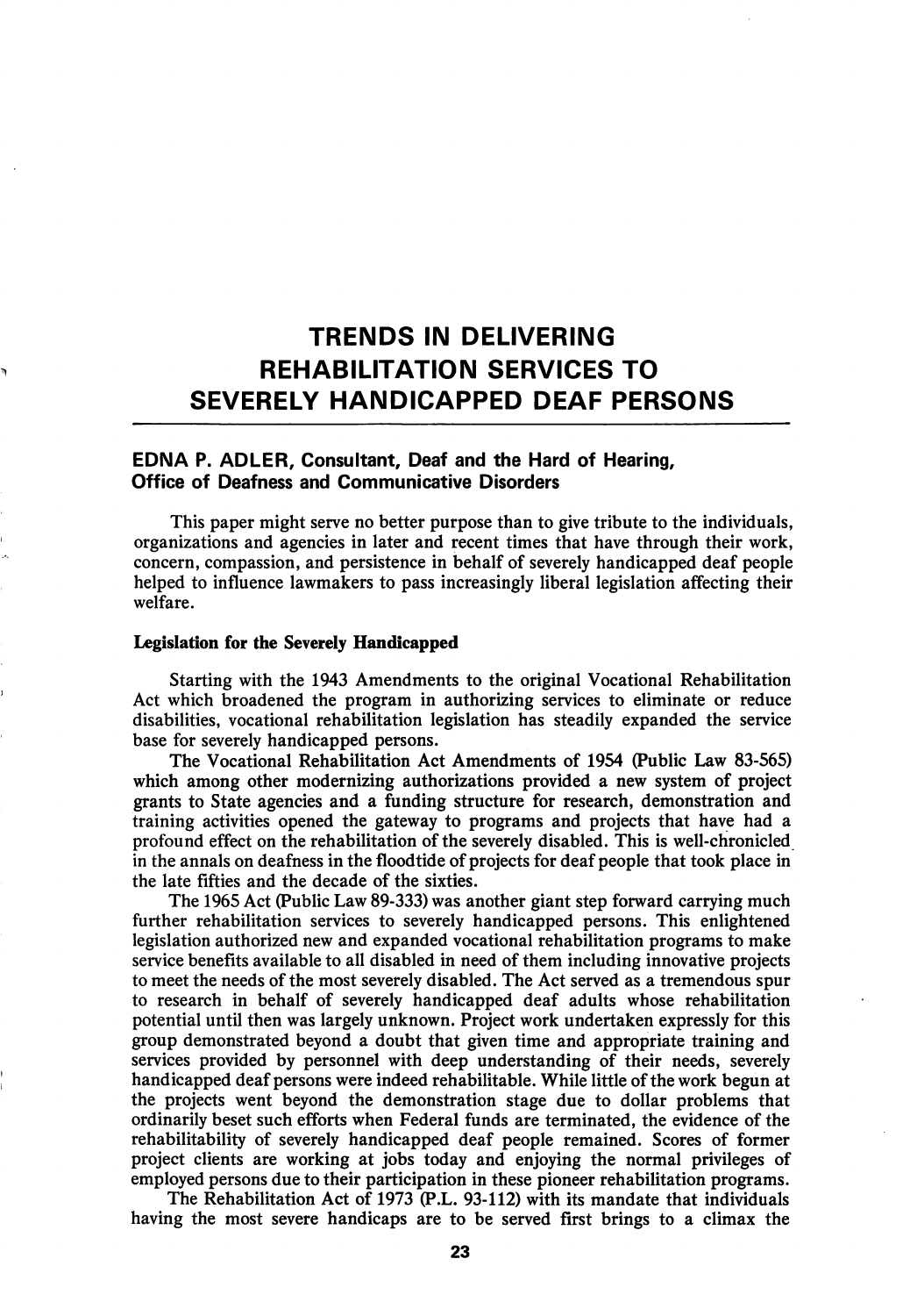# TRENDS IN DELIVERING REHABILITATION SERVICES TO SEVERELY HANDICAPPED DEAF PERSONS

**EDNA P. ADLER, Consultant, Deaf and the Hard of Hearing, Office of Deafness and Communicative Disorders**

This paper might serve no better purpose than to give tribute to the individuals, organizations and agencies in later and recent times that have through their work, concern, compassion, and persistence in behalf of severely handicapped deaf people helped to influence lawmakers to pass increasingly liberal legislation affecting their welfare.

## Legislation for the Severely Handicapped

Starting with the 1943 Amendments to the original Vocational Rehabilitation Act which broadened the program in authorizing services to eliminate or reduce disabilities, vocational rehabilitation legislation has steadily expanded the service base for severely handicapped persons.

The Vocational Rehabilitation Act Amendments of 1954 (Public Law 83-565) which among other modernizing authorizations provided a new system of project grants to State agencies and a funding structure for research, demonstration and training activities opened the gateway to programs and projects that have had a profound effect on the rehabilitation of the severely disabled. This is well-chronicled in the annals on deafness in the floodtide of projects for deaf people that took place in the late fifties and the decade of the sixties.

The 1965 Act (Public Law 89-333) was another giant step forward carrying much further rehabilitation services to severely handicapped persons. This enlightened legislation authorized new and expanded vocational rehabilitation programs to make service benefits available to all disabled in need of them including innovative projects to meet the needs of the most severely disabled. The Act served as a tremendous spur to research in behalf of severely handicapped deaf adults whose rehabilitation potential until then was largely unknown. Project work undertaken expressly for this group demonstrated beyond a doubt that given time and appropriate training and services provided by personnel with deep understanding of their needs, severely handicapped deaf persons were indeed rehabilitable. While little of the work begun at the projects went beyond the demonstration stage due to dollar problems that ordinarily beset such efforts when Federal funds are terminated, the evidence of the rehabilitability of severely handicapped deaf people remained. Scores of former project clients are working at jobs today and enjoying the normal privileges of employed persons due to their participation in these pioneer rehabilitation programs.

The Rehabilitation Act of 1973 (P.L. 93-112) with its mandate that individuals having the most severe handicaps are to be served first brings to a climax the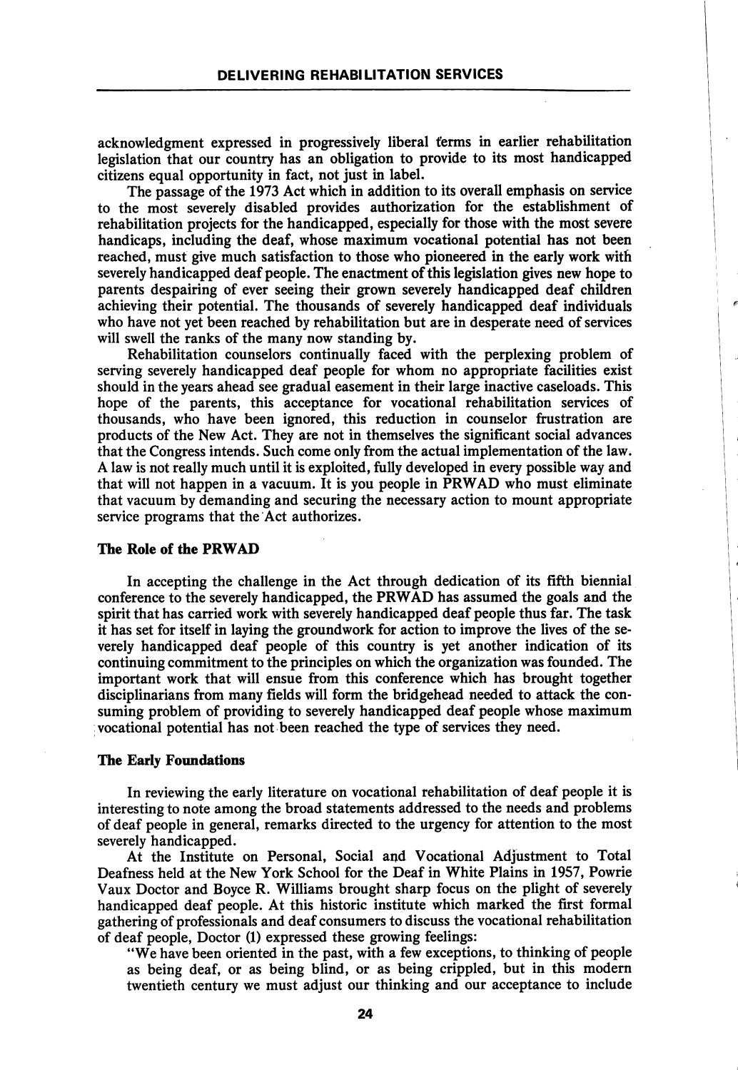acknowledgment expressed in progressively liberal terms in earlier rehabilitation legislation that our country has an obligation to provide to its most handicapped citizens equal opportunity in fact, not just in label.

The passage of the 1973 Act which in addition to its overall emphasis on service to the most severely disabled provides authorization for the establishment of rehabilitation projects for the handicapped, especially for those with the most severe handicaps, including the deaf, whose maximum vocational potential has not been reached, must give much satisfaction to those who pioneered in the early work with severely handicapped deaf people. The enactment of this legislation gives new hope to parents despairing of ever seeing their grown severely handicapped deaf children achieving their potential. The thousands of severely handicapped deaf individuals who have not yet been reached by rehabilitation but are in desperate need of services will swell the ranks of the many now standing by.

Rehabilitation counselors continually faced with the perplexing problem of serving severely handicapped deaf people for whom no appropriate facilities exist should in the years ahead see gradual easement in their large inactive caseloads. This hope of the parents, this acceptance for vocational rehabilitation services of thousands, who have been ignored, this reduction in counselor frustration are products of the New Act. They are not in themselves the significant social advances that the Congress intends. Such come only from the actual implementation of the law. A law is not really much until it is exploited, fully developed in every possible way and that will not happen in a vacuum. It is you people in PRWAD who must eliminate that vacuum by demanding and securing the necessary action to mount appropriate service programs that the Act authorizes.

**The Role of the PRWAD**

In accepting the challenge in the Act through dedication of its fifth biennial conference to the severely handicapped, the PRWAD has assumed the goals and the spirit that has carried work with severely handicapped deaf people thus far. The task it has set for itself in laying the groundwork for action to improve the lives of the severely handicapped deaf people of this country is yet another indication of its continuing commitment to the principles on which the organization was founded. The important work that will ensue from this conference which has brought together disciplinarians from many fields will form the bridgehead needed to attack the consuming problem of providing to severely handicapped deaf people whose maximum vocational potential has not been reached the type of services they need.

**The Early Foundations**

In reviewing the early literature on vocational rehabilitation of deaf people it is interesting to note among the broad statements addressed to the needs and problems of deaf people in general, remarks directed to the urgency for attention to the most severely handicapped.

At the Institute on Personal, Social and Vocational Adjustment to Total Deafness held at the New York School for the Deaf in White Plains in 1957, Powrie Vaux Doctor and Boyce R. Williams brought sharp focus on the plight of severely handicapped deaf people. At this historic institute which marked the first formal gathering of professionals and deaf consumers to discuss the vocational rehabilitation of deaf people, Doctor (1) expressed these growing feelings:

"We have been oriented in the past, with a few exceptions, to thinking of people as being deaf, or as being blind, or as being crippled, but in this modern twentieth century we must adjust our thinking and our acceptance to include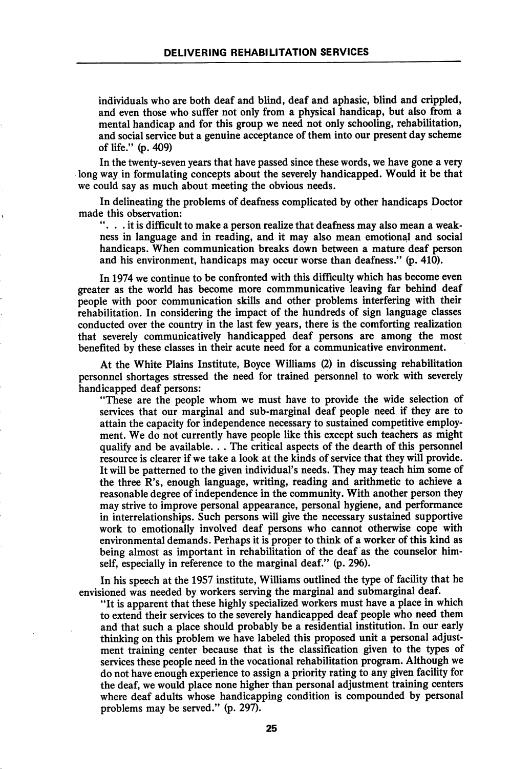individuals who are both deaf and blind, deaf and aphasic, blind and crippled, and even those who suffer not only from a physical handicap, but also from a mental handicap and for this group we need not only schooling, rehabilitation, and social service but a genuine acceptance of them into our present day scheme of life." (p. 409)

In the twenty-seven years that have passed since these words, we have gone a very long way in formulating concepts about the severely handicapped. Would it be that we could say as much about meeting the obvious needs.

In delineating the problems of deafness complicated by other handicaps Doctor made this observation:

> ". . . it is difficult to make a person realize that deafness may also mean a weakness in language and in reading, and it may also mean emotional and social handicaps. When communication breaks down between a mature deaf person and his environment, handicaps may occur worse than deafness." (p. 410).

In 1974 we continue to be confronted with this difficulty which has become even greater as the world has become more commmunicative leaving far behind deaf people with poor communication skills and other problems interfering with their rehabilitation. In considering the impact of the hundreds of sign language classes conducted over the country in the last few years, there is the comforting realization that severely communicatively handicapped deaf persons are among the most benefited by these classes in their acute need for a communicative environment.

At the White Plains Institute, Boyce Williams (2) in discussing rehabilitation personnel shortages stressed the need for trained personnel to work with severely handicapped deaf persons:

> "These are the people whom we must have to provide the wide selection of services that our marginal and sub-marginal deaf people need if they are to attain the capacity for independence necessary to sustained competitive employment. We do not currently have people like this except such teachers as might qualify and be available. . . The critical aspects of the dearth of this personnel resource is clearer if we take a look at the kinds of service that they will provide. It will be patterned to the given individual's needs. They may teach him some of the three R's, enough language, writing, reading and arithmetic to achieve a reasonable degree of independence in the community. With another person they may strive to improve personal appearance, personal hygiene, and performance in interrelationships. Such persons will give the necessary sustained supportive work to emotionally involved deaf persons who cannot otherwise cope with environmental demands. Perhaps it is proper to think of a worker of this kind as being almost as important in rehabilitation of the deaf as the counselor himself, especially in reference to the marginal deaf." (p. 296).

In his speech at the 1957 institute, Williams outlined the type of facility that he envisioned was needed by workers serving the marginal and submarginal deaf.

> "It is apparent that these highly specialized workers must have a place in which to extend their services to the severely handicapped deaf people who need them and that such a place should probably be a residential institution. In our early thinking on this problem we have labeled this proposed unit a personal adjustment training center because that is the classification given to the types of services these people need in the vocational rehabilitation program. Although we do not have enough experience to assign a priority rating to any given facility for the deaf, we would place none higher than personal adjustment training centers where deaf adults whose handicapping condition is compounded by personal problems may be served." (p. 297).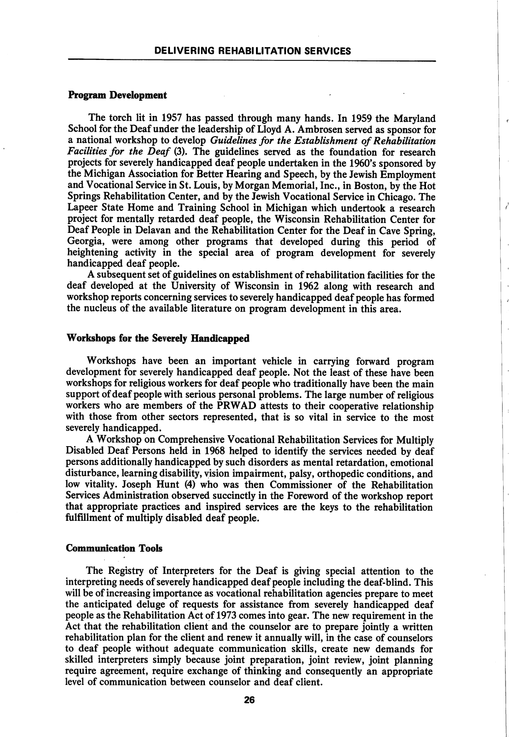### Program Development

The torch lit in 1957 has passed through many hands. In 1959 the Maryland School for the Deaf under the leadership of Lloyd A. Ambrosen served as sponsor for a national workshop to develop *Guidelines for the Establishment of Rehabilitation Facilities for the Deaf* (3). The guidelines served as the foundation for research projects for severely handicapped deaf people undertaken in the 1960's sponsored by the Michigan Association for Better Hearing and Speech, by the Jewish Employment and Vocational Service in St. Louis, by Morgan Memorial, Inc., in Boston, by the Hot Springs Rehabilitation Center, and by the Jewish Vocational Service in Chicago. The Lapeer State Home and Training School in Michigan which undertook a research project for mentally retarded deaf people, the Wisconsin Rehabilitation Center for Deaf People in Delavan and the Rehabilitation Center for the Deaf in Cave Spring, Georgia, were among other programs that developed during this period of heightening activity in the special area of program development for severely handicapped deaf people.

A subsequent set of guidelines on establishment of rehabilitation facilities for the deaf developed at the University of Wisconsin in 1962 along with research and workshop reports concerning services to severely handicapped deaf people has formed the nucleus of the available literature on program development in this area.

### Workshops for the Severely Handicapped

Workshops have been an important vehicle in carrying forward program development for severely handicapped deaf people. Not the least of these have been workshops for religious workers for deaf people who traditionally have been the main support of deaf people with serious personal problems. The large number of religious workers who are members of the PRWAD attests to their cooperative relationship with those from other sectors represented, that is so vital in service to the most severely handicapped.

A Workshop on Comprehensive Vocational Rehabilitation Services for Multiply Disabled Deaf Persons held in 1968 helped to identify the services needed by deaf persons additionally handicapped by such disorders as mental retardation, emotional disturbance, learning disability, vision impairment, palsy, orthopedic conditions, and low vitality. Joseph Hunt (4) who was then Commissioner of the Rehabilitation Services Administration observed succinctly in the Foreword of the workshop report that appropriate practices and inspired services are the keys to the rehabilitation fulfillment of multiply disabled deaf people.

### Communication Tools

The Registry of Interpreters for the Deaf is giving special attention to the interpreting needs of severely handicapped deaf people including the deaf-blind. This will be of increasing importance as vocational rehabilitation agencies prepare to meet the anticipated deluge of requests for assistance from severely handicapped deaf people as the Rehabilitation Act of 1973 comes into gear. The new requirement in the Act that the rehabilitation client and the counselor are to prepare jointly a written rehabilitation plan for the client and renew it annually will, in the case of counselors to deaf people without adequate communication skills, create new demands for skilled interpreters simply because joint preparation, joint review, joint planning require agreement, require exchange of thinking and consequently an appropriate level of communication between counselor and deaf client.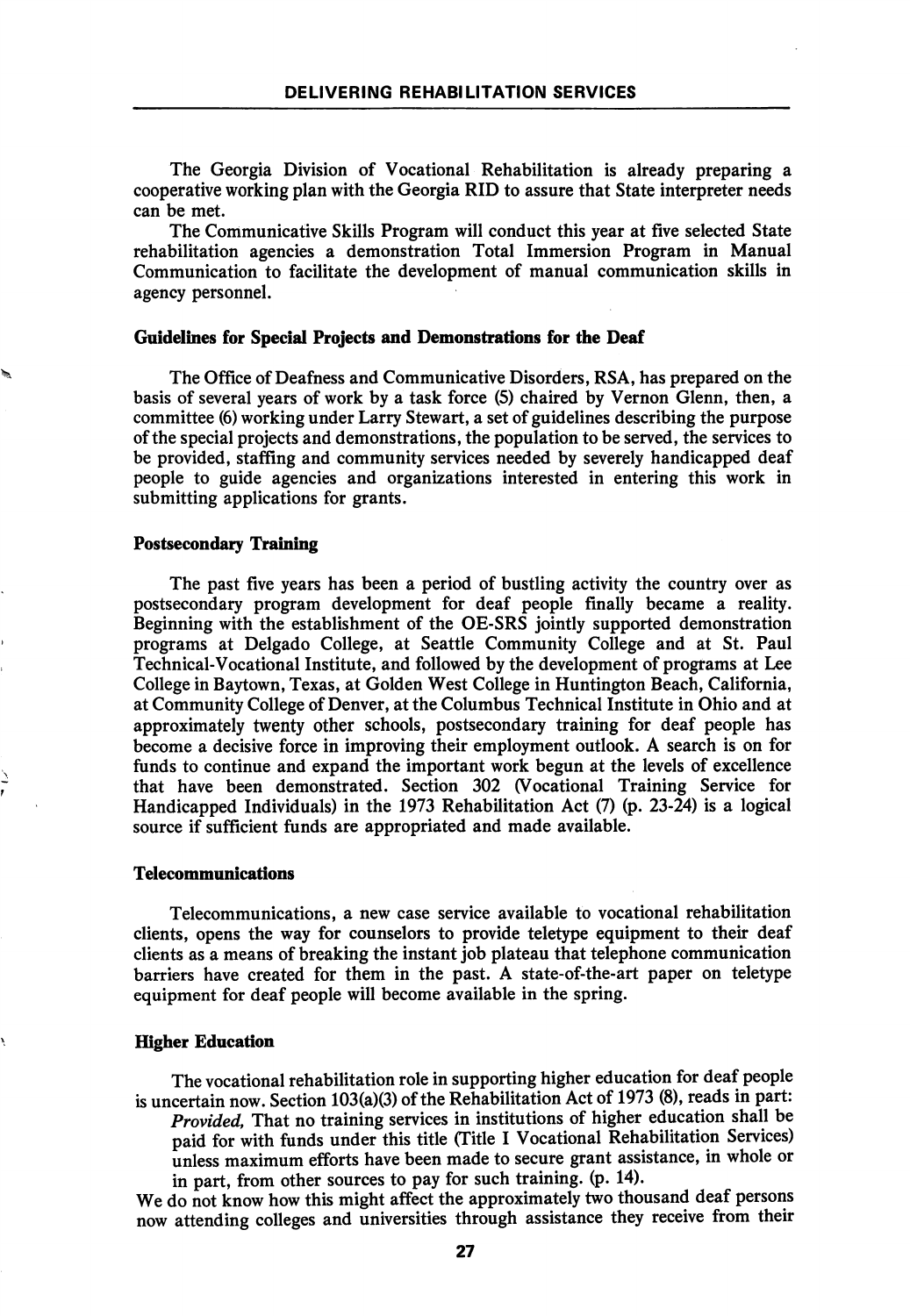The Georgia Division of Vocational Rehabilitation is already preparing a cooperative working plan with the Georgia RID to assure that State interpreter needs can be met.

The Communicative Skills Program will conduct this year at five selected State rehabilitation agencies a demonstration Total Immersion Program in Manual Communication to facilitate the development of manual communication skills in agency personnel.

### Guidelines for Special Projects and Demonstrations for the Deaf

The Office of Deafness and Communicative Disorders, RSA, has prepared on the basis of several years of work by a task force (5) chaired by Vernon Glenn, then, a committee (6) working under Larry Stewart, a set of guidelines describing the purpose of the special projects and demonstrations, the population to be served, the services to be provided, staffing and community services needed by severely handicapped deaf people to guide agencies and organizations interested in entering this work in submitting applications for grants.

### Postsecondary Training

The past five years has been a period of bustling activity the country over as postsecondary program development for deaf people finally became a reality. Beginning with the establishment of the OE-SRS jointly supported demonstration programs at Delgado College, at Seattle Community College and at St. Paul Technical-Vocational Institute, and followed by the development of programs at Lee College in Baytown, Texas, at Golden West College in Huntington Beach, California, at Community College of Denver, at the Columbus Technical Institute in Ohio and at approximately twenty other schools, postsecondary training for deaf people has become a decisive force in improving their employment outlook. A search is on for funds to continue and expand the important work begun at the levels of excellence that have been demonstrated. Section 302 (Vocational Training Service for Handicapped Individuals) in the 1973 Rehabilitation Act (7) (p. 23-24) is a logical source if sufficient funds are appropriated and made available.

### Telecommunications

Telecommunications, a new case service available to vocational rehabilitation clients, opens the way for counselors to provide teletype equipment to their deaf clients as a means of breaking the instant job plateau that telephone communication barriers have created for them in the past. A state-of-the-art paper on teletype equipment for deaf people will become available in the spring.

### Higher Education

The vocational rehabilitation role in supporting higher education for deaf people is uncertain now. Section 103(a)(3) of the Rehabilitation Act of 1973 (8), reads in part:

> *Provided,* That no training services in institutions of higher education shall be paid for with funds under this title (Title I Vocational Rehabilitation Services) unless maximum efforts have been made to secure grant assistance, in whole or in part, from other sources to pay for such training. (p. 14).

We do not know how this might affect the approximately two thousand deaf persons now attending colleges and universities through assistance they receive from their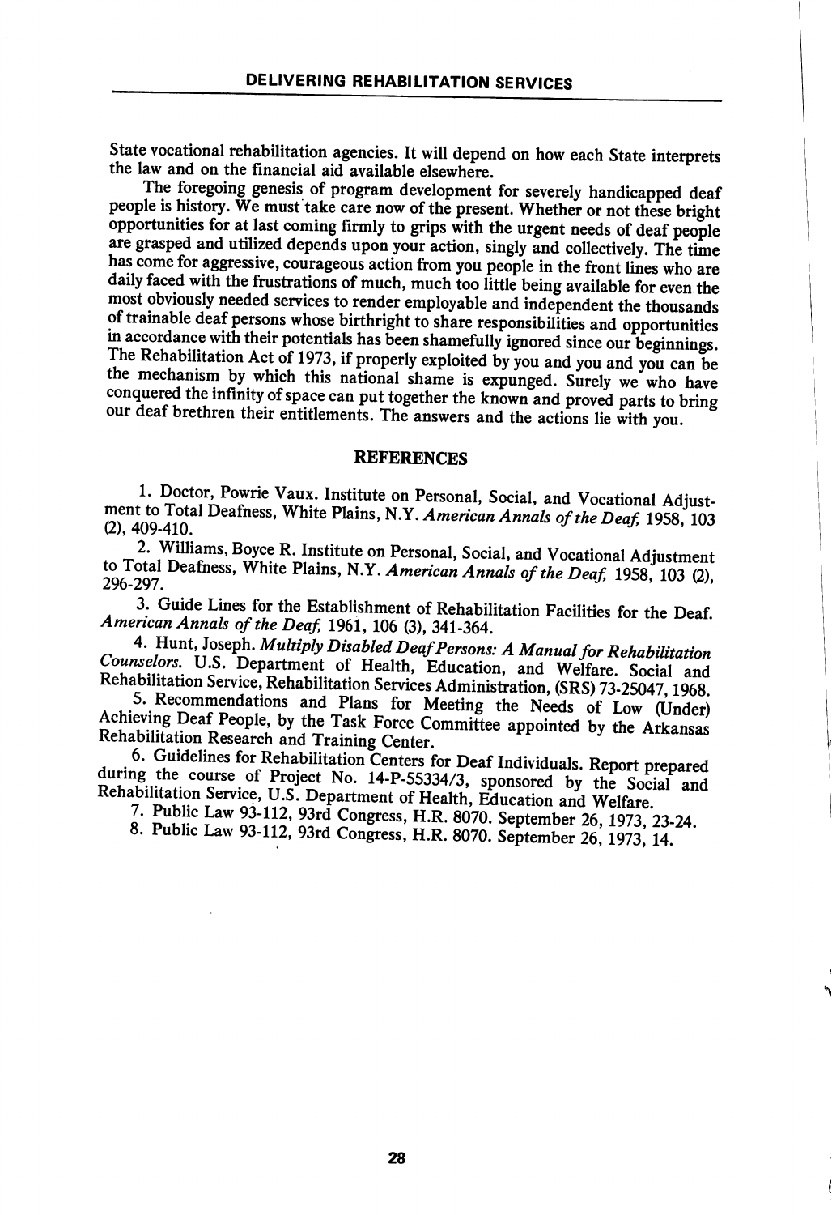State vocational rehabilitation agencies. It will depend on how each State interprets the law and on the financial aid available elsewhere.

The foregoing genesis of program development for severely handicapped deaf people is history. We must take care now of the present. Whether or not these bright opportunities for at last coming firmly to grips with the urgent needs of deaf people are grasped and utilized depends upon your action, singly and collectively. The time has come for aggressive, courageous action from you people in the front lines who are daily faced with the frustrations of much, much too little being available for even the most obviously needed services to render employable and independent the thousands of trainable deaf persons whose birthright to share responsibilities and opportunities in accordance with their potentials has been shamefully ignored since our beginnings. The Rehabilitation Act of 1973, if properly exploited by you and you and you can be the mechanism by which this national shame is expunged. Surely we who have conquered the infinity of space can put together the known and proved parts to bring our deaf brethren their entitlements. The answers and the actions lie with you.

## REFERENCES

1. Doctor, Powrie Vaux. Institute on Personal, Social, and Vocational Adjustment to Total Deafness, White Plains, N.Y. *American Annals of the Deaf,* 1958, 103 (2), 409-410.
2. Williams, Boyce R. Institute on Personal, Social, and Vocational Adjustment to Total Deafness, White Plains, N.Y. *American Annals of the Deaf,* 1958, 103 (2), 296-297.
3. Guide Lines for the Establishment of Rehabilitation Facilities for the Deaf. *American Annals of the Deaf,* 1961, 106 (3), 341-364.
4. Hunt, Joseph. *Multiply Disabled Deaf Persons: A Manual for Rehabilitation Counselors.* U.S. Department of Health, Education, and Welfare. Social and Rehabilitation Service, Rehabilitation Services Administration, (SRS) 73-25047, 1968.
5. Recommendations and Plans for Meeting the Needs of Low (Under) Achieving Deaf People, by the Task Force Committee appointed by the Arkansas Rehabilitation Research and Training Center.
6. Guidelines for Rehabilitation Centers for Deaf Individuals. Report prepared during the course of Project No. 14-P-55334/3, sponsored by the Social and Rehabilitation Service, U.S. Department of Health, Education and Welfare.
7. Public Law 93-112, 93rd Congress, H.R. 8070. September 26, 1973, 23-24.
8. Public Law 93-112, 93rd Congress, H.R. 8070. September 26, 1973, 14.